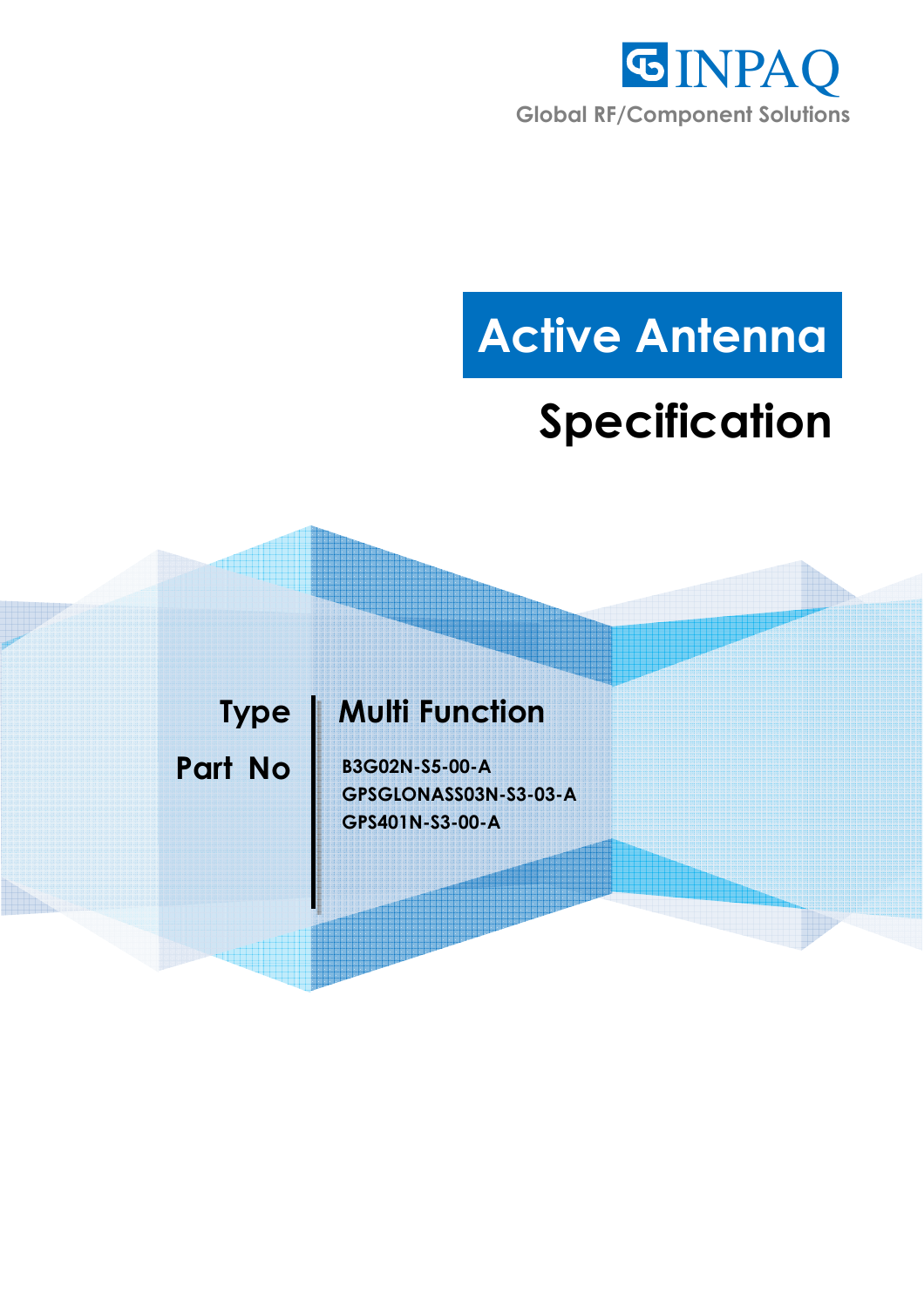INPAQ

Global RF/Component Solutions

# Active Antenna

# Specification

| Type | Multi Function |
|---|---|
| Part No | B3G02N-S5-00-A<br>GPSGLONASS03N-S3-03-A<br>GPS401N-S3-00-A |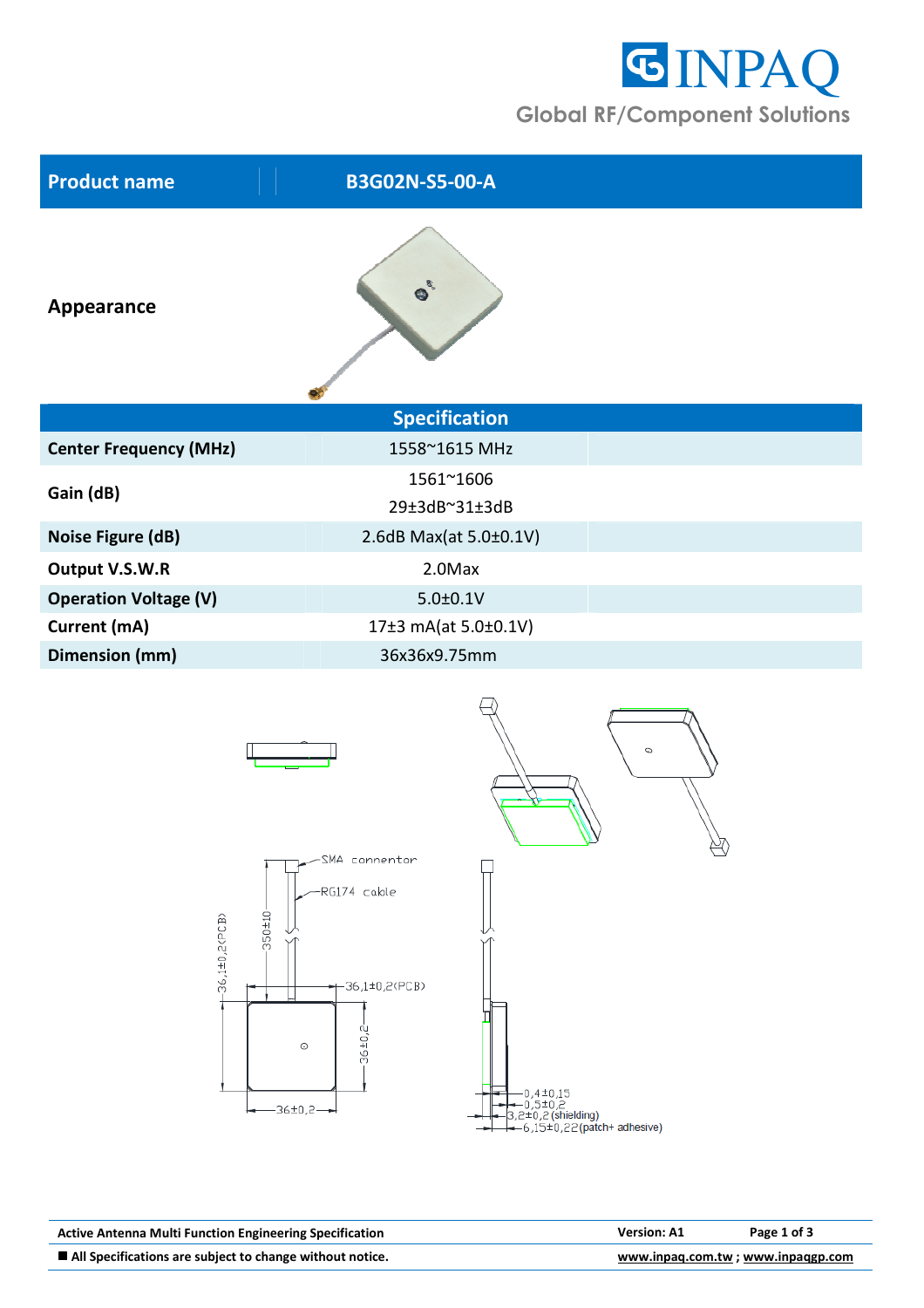| Product name | B3G02N-S5-00-A |
|---|---|

**Appearance**

| Specification | |
|---|---|
| **Center Frequency (MHz)** | 1558~1615 MHz |
| **Gain (dB)** | 1561~1606<br>29±3dB~31±3dB |
| **Noise Figure (dB)** | 2.6dB Max(at 5.0±0.1V) |
| **Output V.S.W.R** | 2.0Max |
| **Operation Voltage (V)** | 5.0±0.1V |
| **Current (mA)** | 17±3 mA(at 5.0±0.1V) |
| **Dimension (mm)** | 36x36x9.75mm |

SMA connector

RG174 cable

350±10

36,1±0,2(PCB)

36,1±0,2(PCB)

36±0,2

36±0,2

0,4±0,15

0,5±0,2

3,2±0,2 (shielding)

6,15±0,22(patch+ adhesive)

Active Antenna Multi Function Engineering Specification — Version: A1

■ All Specifications are subject to change without notice. www.inpaq.com.tw ; www.inpaqgp.com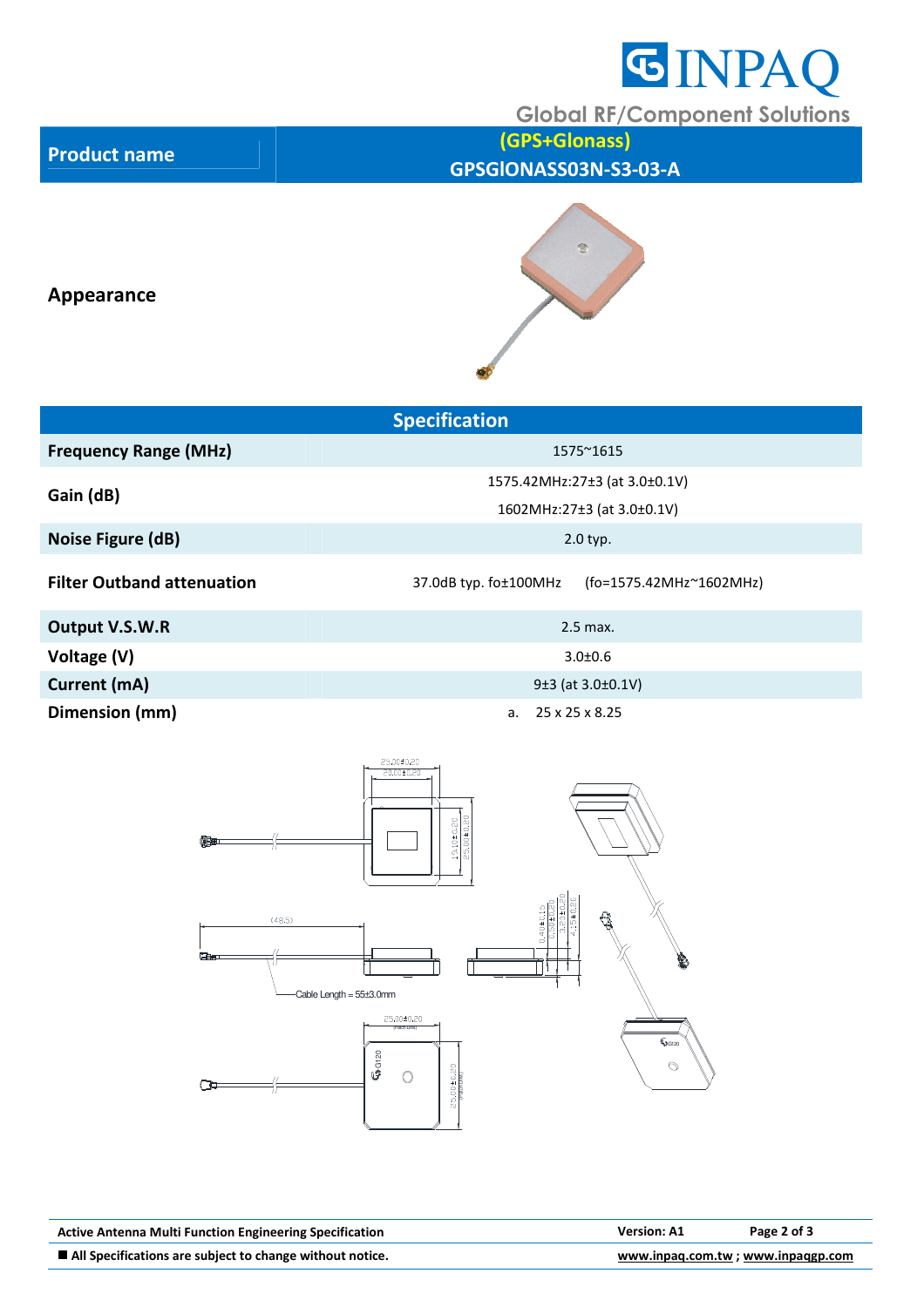| Product name | (GPS+Glonass) GPSGIONASS03N-S3-03-A |
|---|---|

**Appearance**

| Specification | |
|---|---|
| **Frequency Range (MHz)** | 1575~1615 |
| **Gain (dB)** | 1575.42MHz:27±3 (at 3.0±0.1V)<br>1602MHz:27±3 (at 3.0±0.1V) |
| **Noise Figure (dB)** | 2.0 typ. |
| **Filter Outband attenuation** | 37.0dB typ. fo±100MHz (fo=1575.42MHz~1602MHz) |
| **Output V.S.W.R** | 2.5 max. |
| **Voltage (V)** | 3.0±0.6 |
| **Current (mA)** | 9±3 (at 3.0±0.1V) |
| **Dimension (mm)** | a. 25 x 25 x 8.25 |

25.00±0.20
20.00±0.20
15.10±0.20
25.00±0.20
(48.5)
0.40±0.15
0.50±0.20
3.20±0.20
4.5±0.20
Cable Length = 55±3.0mm
25.00±0.20
25.00±0.20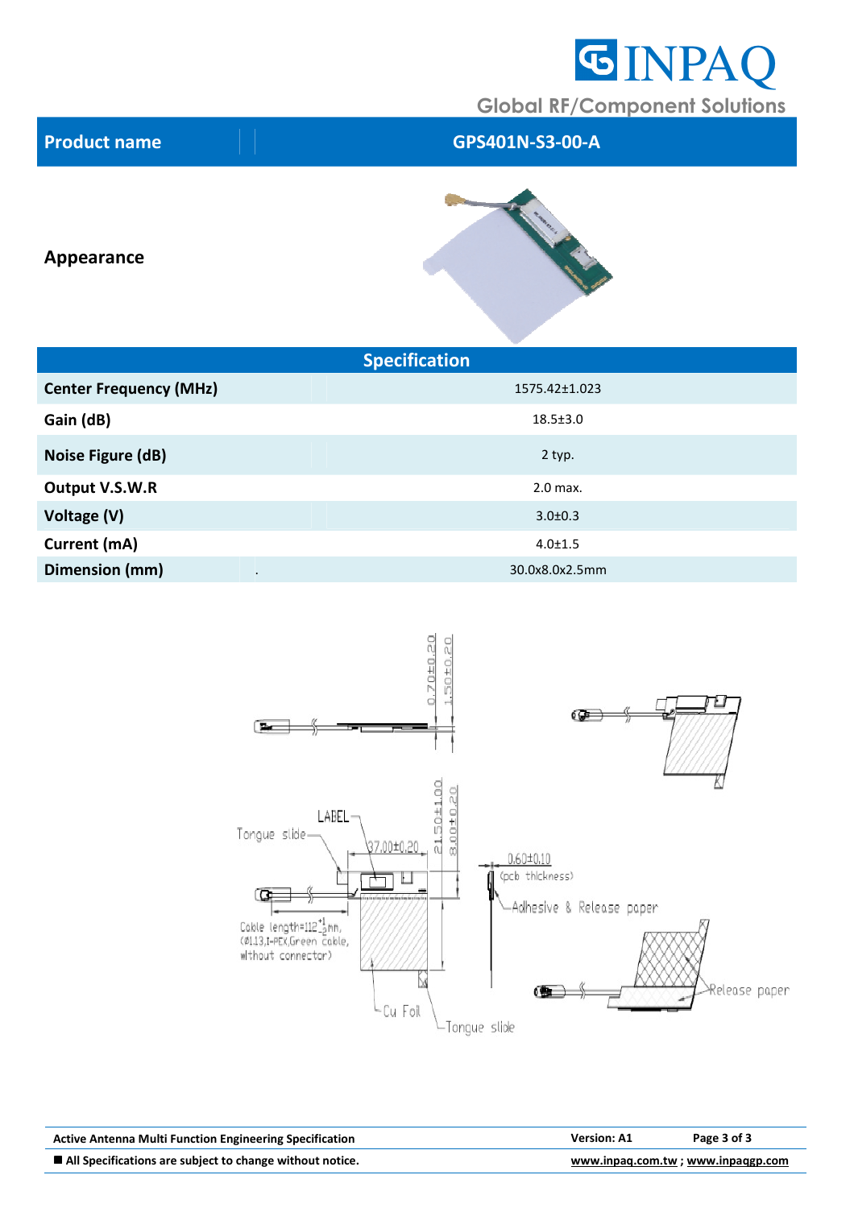| Product name | GPS401N-S3-00-A |
|---|---|

**Appearance**

| Specification | |
|---|---|
| **Center Frequency (MHz)** | 1575.42±1.023 |
| **Gain (dB)** | 18.5±3.0 |
| **Noise Figure (dB)** | 2 typ. |
| **Output V.S.W.R** | 2.0 max. |
| **Voltage (V)** | 3.0±0.3 |
| **Current (mA)** | 4.0±1.5 |
| **Dimension (mm)** | 30.0x8.0x2.5mm |

0.70±0.20
1.50±0.20
LABEL
Tongue slide
37.00±0.20
21.50±1.00
8.00±0.20
0.60±0.10
(pcb thickness)
Adhesive & Release paper
Cable length=112 $^{+1}_{-2}$mm,
(Ø1.13,I-PEX,Green cable,
without connector)
Cu Foil
Tongue slide
Release paper